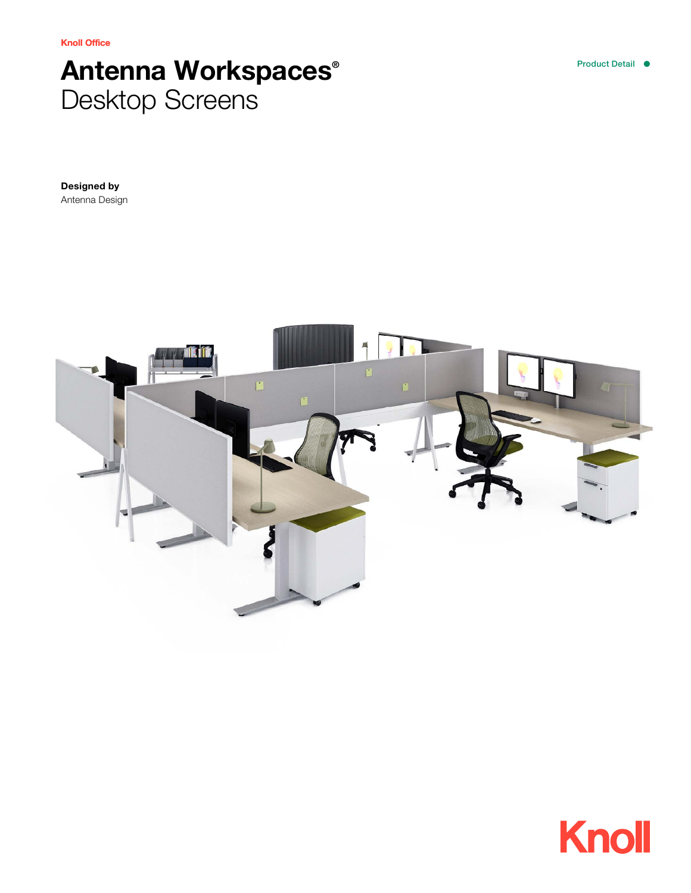Knoll Office

# Antenna Workspaces®
## Desktop Screens

Product Detail

**Designed by**
Antenna Design

Knoll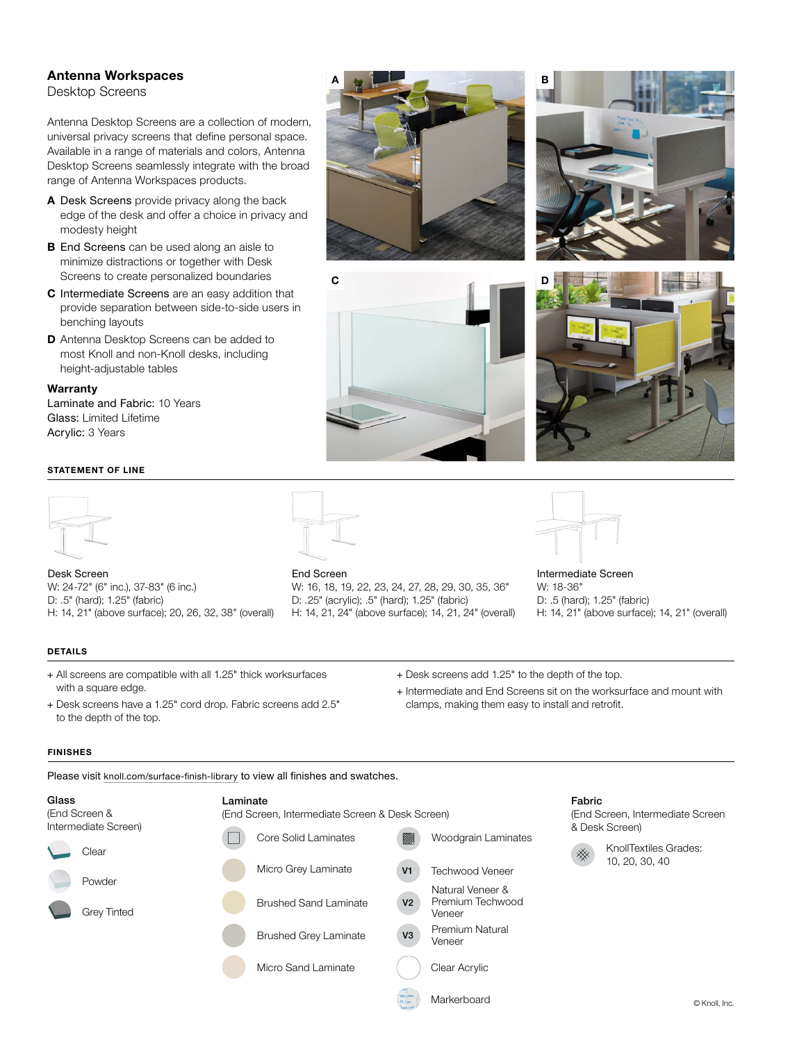# Antenna Workspaces

Desktop Screens

Antenna Desktop Screens are a collection of modern, universal privacy screens that define personal space. Available in a range of materials and colors, Antenna Desktop Screens seamlessly integrate with the broad range of Antenna Workspaces products.

**A** Desk Screens provide privacy along the back edge of the desk and offer a choice in privacy and modesty height

**B** End Screens can be used along an aisle to minimize distractions or together with Desk Screens to create personalized boundaries

**C** Intermediate Screens are an easy addition that provide separation between side-to-side users in benching layouts

**D** Antenna Desktop Screens can be added to most Knoll and non-Knoll desks, including height-adjustable tables

**Warranty**

Laminate and Fabric: 10 Years
Glass: Limited Lifetime
Acrylic: 3 Years

A

B

C

D

## STATEMENT OF LINE

Desk Screen
W: 24-72" (6" inc.), 37-83" (6 inc.)
D: .5" (hard); 1.25" (fabric)
H: 14, 21" (above surface); 20, 26, 32, 38" (overall)

End Screen
W: 16, 18, 19, 22, 23, 24, 27, 28, 29, 30, 35, 36"
D: .25" (acrylic); .5" (hard); 1.25" (fabric)
H: 14, 21, 24" (above surface); 14, 21, 24" (overall)

Intermediate Screen
W: 18-36"
D: .5 (hard); 1.25" (fabric)
H: 14, 21" (above surface); 14, 21" (overall)

## DETAILS

+ All screens are compatible with all 1.25" thick worksurfaces with a square edge.
+ Desk screens have a 1.25" cord drop. Fabric screens add 2.5" to the depth of the top.
+ Desk screens add 1.25" to the depth of the top.
+ Intermediate and End Screens sit on the worksurface and mount with clamps, making them easy to install and retrofit.

## FINISHES

Please visit knoll.com/surface-finish-library to view all finishes and swatches.

**Glass**
(End Screen & Intermediate Screen)

- Clear
- Powder
- Grey Tinted

**Laminate**
(End Screen, Intermediate Screen & Desk Screen)

- Core Solid Laminates
- Micro Grey Laminate
- Brushed Sand Laminate
- Brushed Grey Laminate
- Micro Sand Laminate
- Woodgrain Laminates
- V1 Techwood Veneer
- V2 Natural Veneer & Premium Techwood Veneer
- V3 Premium Natural Veneer
- Clear Acrylic
- Markerboard

**Fabric**
(End Screen, Intermediate Screen & Desk Screen)

- KnollTextiles Grades: 10, 20, 30, 40

© Knoll, Inc.